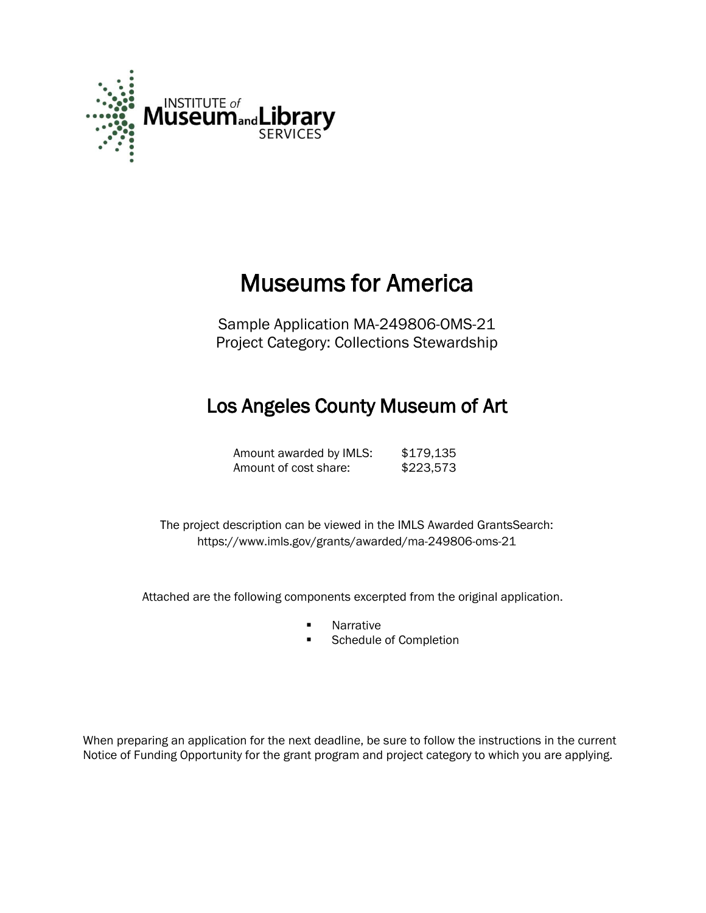INSTITUTE of Museum and Library SERVICES

# Museums for America

Sample Application MA-249806-OMS-21
Project Category: Collections Stewardship

## Los Angeles County Museum of Art

| | |
|---|---|
| Amount awarded by IMLS: | $179,135 |
| Amount of cost share: | $223,573 |

The project description can be viewed in the IMLS Awarded GrantsSearch:
https://www.imls.gov/grants/awarded/ma-249806-oms-21

Attached are the following components excerpted from the original application.

- Narrative
- Schedule of Completion

When preparing an application for the next deadline, be sure to follow the instructions in the current Notice of Funding Opportunity for the grant program and project category to which you are applying.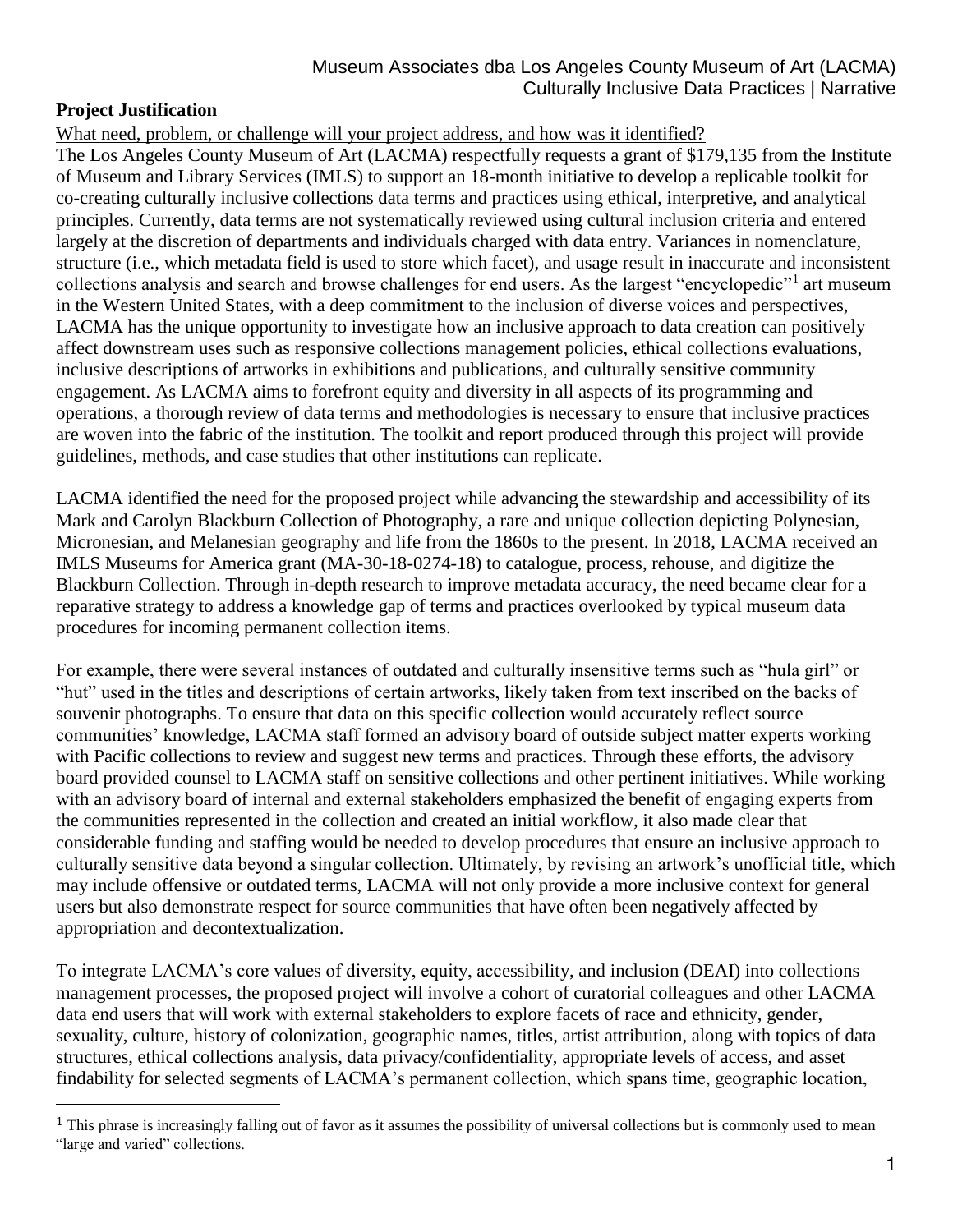## Project Justification

What need, problem, or challenge will your project address, and how was it identified?

The Los Angeles County Museum of Art (LACMA) respectfully requests a grant of $179,135 from the Institute of Museum and Library Services (IMLS) to support an 18-month initiative to develop a replicable toolkit for co-creating culturally inclusive collections data terms and practices using ethical, interpretive, and analytical principles. Currently, data terms are not systematically reviewed using cultural inclusion criteria and entered largely at the discretion of departments and individuals charged with data entry. Variances in nomenclature, structure (i.e., which metadata field is used to store which facet), and usage result in inaccurate and inconsistent collections analysis and search and browse challenges for end users. As the largest "encyclopedic"[1] art museum in the Western United States, with a deep commitment to the inclusion of diverse voices and perspectives, LACMA has the unique opportunity to investigate how an inclusive approach to data creation can positively affect downstream uses such as responsive collections management policies, ethical collections evaluations, inclusive descriptions of artworks in exhibitions and publications, and culturally sensitive community engagement. As LACMA aims to forefront equity and diversity in all aspects of its programming and operations, a thorough review of data terms and methodologies is necessary to ensure that inclusive practices are woven into the fabric of the institution. The toolkit and report produced through this project will provide guidelines, methods, and case studies that other institutions can replicate.

LACMA identified the need for the proposed project while advancing the stewardship and accessibility of its Mark and Carolyn Blackburn Collection of Photography, a rare and unique collection depicting Polynesian, Micronesian, and Melanesian geography and life from the 1860s to the present. In 2018, LACMA received an IMLS Museums for America grant (MA-30-18-0274-18) to catalogue, process, rehouse, and digitize the Blackburn Collection. Through in-depth research to improve metadata accuracy, the need became clear for a reparative strategy to address a knowledge gap of terms and practices overlooked by typical museum data procedures for incoming permanent collection items.

For example, there were several instances of outdated and culturally insensitive terms such as "hula girl" or "hut" used in the titles and descriptions of certain artworks, likely taken from text inscribed on the backs of souvenir photographs. To ensure that data on this specific collection would accurately reflect source communities' knowledge, LACMA staff formed an advisory board of outside subject matter experts working with Pacific collections to review and suggest new terms and practices. Through these efforts, the advisory board provided counsel to LACMA staff on sensitive collections and other pertinent initiatives. While working with an advisory board of internal and external stakeholders emphasized the benefit of engaging experts from the communities represented in the collection and created an initial workflow, it also made clear that considerable funding and staffing would be needed to develop procedures that ensure an inclusive approach to culturally sensitive data beyond a singular collection. Ultimately, by revising an artwork's unofficial title, which may include offensive or outdated terms, LACMA will not only provide a more inclusive context for general users but also demonstrate respect for source communities that have often been negatively affected by appropriation and decontextualization.

To integrate LACMA's core values of diversity, equity, accessibility, and inclusion (DEAI) into collections management processes, the proposed project will involve a cohort of curatorial colleagues and other LACMA data end users that will work with external stakeholders to explore facets of race and ethnicity, gender, sexuality, culture, history of colonization, geographic names, titles, artist attribution, along with topics of data structures, ethical collections analysis, data privacy/confidentiality, appropriate levels of access, and asset findability for selected segments of LACMA's permanent collection, which spans time, geographic location,

[1] This phrase is increasingly falling out of favor as it assumes the possibility of universal collections but is commonly used to mean "large and varied" collections.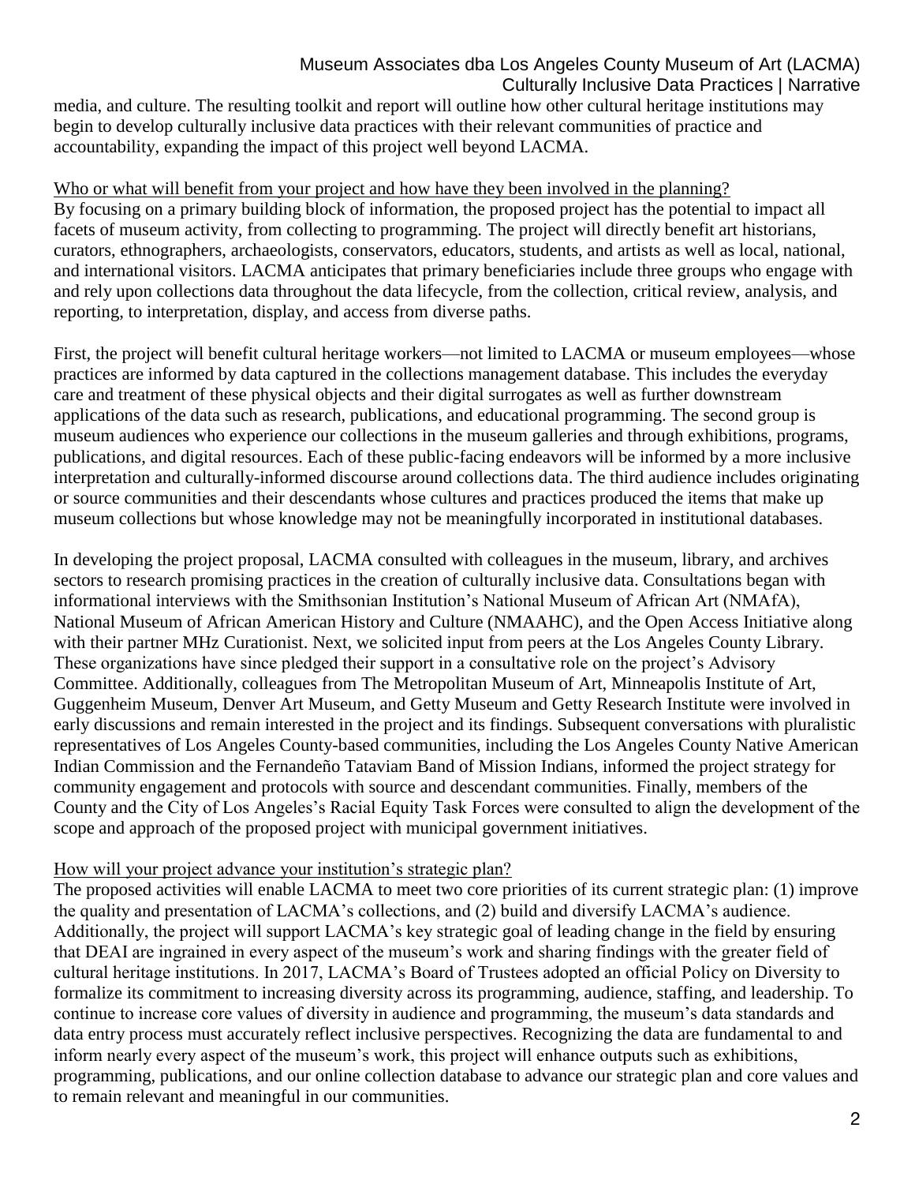media, and culture. The resulting toolkit and report will outline how other cultural heritage institutions may begin to develop culturally inclusive data practices with their relevant communities of practice and accountability, expanding the impact of this project well beyond LACMA.

<u>Who or what will benefit from your project and how have they been involved in the planning?</u>

By focusing on a primary building block of information, the proposed project has the potential to impact all facets of museum activity, from collecting to programming. The project will directly benefit art historians, curators, ethnographers, archaeologists, conservators, educators, students, and artists as well as local, national, and international visitors. LACMA anticipates that primary beneficiaries include three groups who engage with and rely upon collections data throughout the data lifecycle, from the collection, critical review, analysis, and reporting, to interpretation, display, and access from diverse paths.

First, the project will benefit cultural heritage workers—not limited to LACMA or museum employees—whose practices are informed by data captured in the collections management database. This includes the everyday care and treatment of these physical objects and their digital surrogates as well as further downstream applications of the data such as research, publications, and educational programming. The second group is museum audiences who experience our collections in the museum galleries and through exhibitions, programs, publications, and digital resources. Each of these public-facing endeavors will be informed by a more inclusive interpretation and culturally-informed discourse around collections data. The third audience includes originating or source communities and their descendants whose cultures and practices produced the items that make up museum collections but whose knowledge may not be meaningfully incorporated in institutional databases.

In developing the project proposal, LACMA consulted with colleagues in the museum, library, and archives sectors to research promising practices in the creation of culturally inclusive data. Consultations began with informational interviews with the Smithsonian Institution's National Museum of African Art (NMAfA), National Museum of African American History and Culture (NMAAHC), and the Open Access Initiative along with their partner MHz Curationist. Next, we solicited input from peers at the Los Angeles County Library. These organizations have since pledged their support in a consultative role on the project's Advisory Committee. Additionally, colleagues from The Metropolitan Museum of Art, Minneapolis Institute of Art, Guggenheim Museum, Denver Art Museum, and Getty Museum and Getty Research Institute were involved in early discussions and remain interested in the project and its findings. Subsequent conversations with pluralistic representatives of Los Angeles County-based communities, including the Los Angeles County Native American Indian Commission and the Fernandeño Tataviam Band of Mission Indians, informed the project strategy for community engagement and protocols with source and descendant communities. Finally, members of the County and the City of Los Angeles's Racial Equity Task Forces were consulted to align the development of the scope and approach of the proposed project with municipal government initiatives.

<u>How will your project advance your institution's strategic plan?</u>

The proposed activities will enable LACMA to meet two core priorities of its current strategic plan: (1) improve the quality and presentation of LACMA's collections, and (2) build and diversify LACMA's audience. Additionally, the project will support LACMA's key strategic goal of leading change in the field by ensuring that DEAI are ingrained in every aspect of the museum's work and sharing findings with the greater field of cultural heritage institutions. In 2017, LACMA's Board of Trustees adopted an official Policy on Diversity to formalize its commitment to increasing diversity across its programming, audience, staffing, and leadership. To continue to increase core values of diversity in audience and programming, the museum's data standards and data entry process must accurately reflect inclusive perspectives. Recognizing the data are fundamental to and inform nearly every aspect of the museum's work, this project will enhance outputs such as exhibitions, programming, publications, and our online collection database to advance our strategic plan and core values and to remain relevant and meaningful in our communities.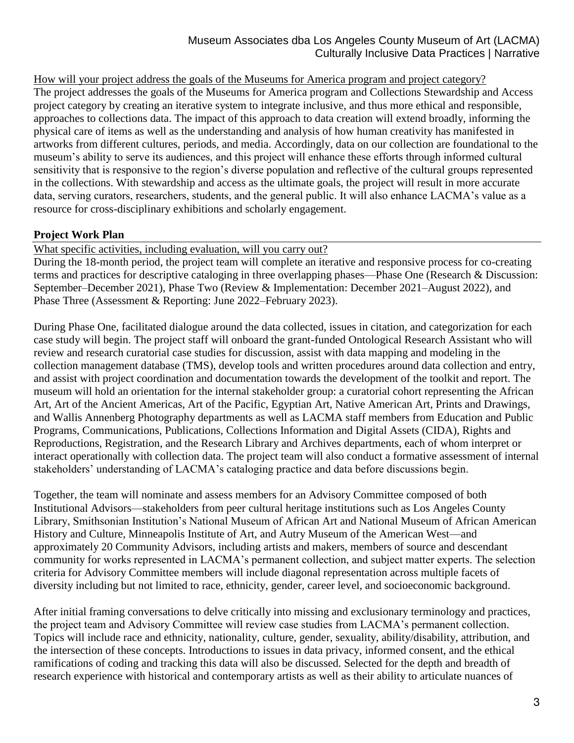How will your project address the goals of the Museums for America program and project category?

The project addresses the goals of the Museums for America program and Collections Stewardship and Access project category by creating an iterative system to integrate inclusive, and thus more ethical and responsible, approaches to collections data. The impact of this approach to data creation will extend broadly, informing the physical care of items as well as the understanding and analysis of how human creativity has manifested in artworks from different cultures, periods, and media. Accordingly, data on our collection are foundational to the museum's ability to serve its audiences, and this project will enhance these efforts through informed cultural sensitivity that is responsive to the region's diverse population and reflective of the cultural groups represented in the collections. With stewardship and access as the ultimate goals, the project will result in more accurate data, serving curators, researchers, students, and the general public. It will also enhance LACMA's value as a resource for cross-disciplinary exhibitions and scholarly engagement.

## Project Work Plan

What specific activities, including evaluation, will you carry out?

During the 18-month period, the project team will complete an iterative and responsive process for co-creating terms and practices for descriptive cataloging in three overlapping phases—Phase One (Research & Discussion: September–December 2021), Phase Two (Review & Implementation: December 2021–August 2022), and Phase Three (Assessment & Reporting: June 2022–February 2023).

During Phase One, facilitated dialogue around the data collected, issues in citation, and categorization for each case study will begin. The project staff will onboard the grant-funded Ontological Research Assistant who will review and research curatorial case studies for discussion, assist with data mapping and modeling in the collection management database (TMS), develop tools and written procedures around data collection and entry, and assist with project coordination and documentation towards the development of the toolkit and report. The museum will hold an orientation for the internal stakeholder group: a curatorial cohort representing the African Art, Art of the Ancient Americas, Art of the Pacific, Egyptian Art, Native American Art, Prints and Drawings, and Wallis Annenberg Photography departments as well as LACMA staff members from Education and Public Programs, Communications, Publications, Collections Information and Digital Assets (CIDA), Rights and Reproductions, Registration, and the Research Library and Archives departments, each of whom interpret or interact operationally with collection data. The project team will also conduct a formative assessment of internal stakeholders' understanding of LACMA's cataloging practice and data before discussions begin.

Together, the team will nominate and assess members for an Advisory Committee composed of both Institutional Advisors—stakeholders from peer cultural heritage institutions such as Los Angeles County Library, Smithsonian Institution's National Museum of African Art and National Museum of African American History and Culture, Minneapolis Institute of Art, and Autry Museum of the American West—and approximately 20 Community Advisors, including artists and makers, members of source and descendant community for works represented in LACMA's permanent collection, and subject matter experts. The selection criteria for Advisory Committee members will include diagonal representation across multiple facets of diversity including but not limited to race, ethnicity, gender, career level, and socioeconomic background.

After initial framing conversations to delve critically into missing and exclusionary terminology and practices, the project team and Advisory Committee will review case studies from LACMA's permanent collection. Topics will include race and ethnicity, nationality, culture, gender, sexuality, ability/disability, attribution, and the intersection of these concepts. Introductions to issues in data privacy, informed consent, and the ethical ramifications of coding and tracking this data will also be discussed. Selected for the depth and breadth of research experience with historical and contemporary artists as well as their ability to articulate nuances of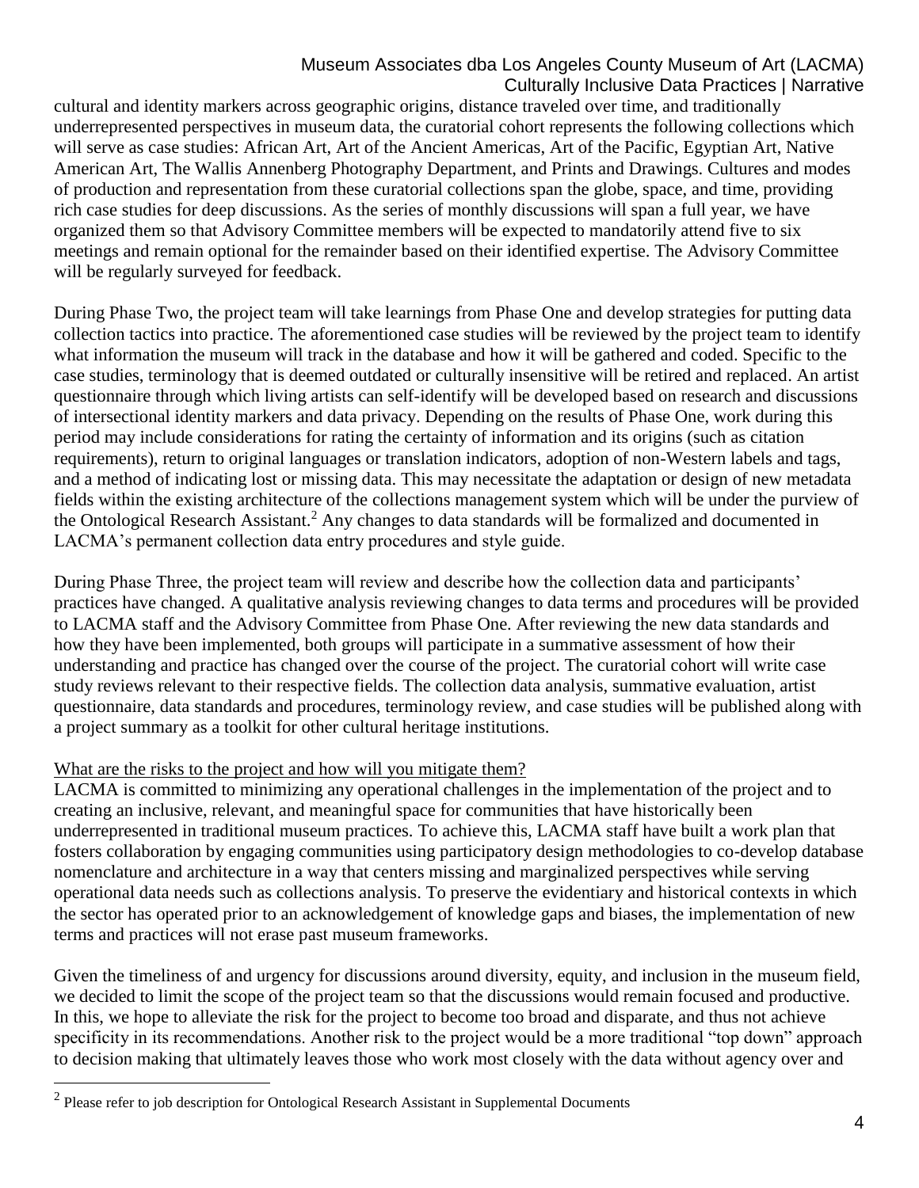cultural and identity markers across geographic origins, distance traveled over time, and traditionally underrepresented perspectives in museum data, the curatorial cohort represents the following collections which will serve as case studies: African Art, Art of the Ancient Americas, Art of the Pacific, Egyptian Art, Native American Art, The Wallis Annenberg Photography Department, and Prints and Drawings. Cultures and modes of production and representation from these curatorial collections span the globe, space, and time, providing rich case studies for deep discussions. As the series of monthly discussions will span a full year, we have organized them so that Advisory Committee members will be expected to mandatorily attend five to six meetings and remain optional for the remainder based on their identified expertise. The Advisory Committee will be regularly surveyed for feedback.

During Phase Two, the project team will take learnings from Phase One and develop strategies for putting data collection tactics into practice. The aforementioned case studies will be reviewed by the project team to identify what information the museum will track in the database and how it will be gathered and coded. Specific to the case studies, terminology that is deemed outdated or culturally insensitive will be retired and replaced. An artist questionnaire through which living artists can self-identify will be developed based on research and discussions of intersectional identity markers and data privacy. Depending on the results of Phase One, work during this period may include considerations for rating the certainty of information and its origins (such as citation requirements), return to original languages or translation indicators, adoption of non-Western labels and tags, and a method of indicating lost or missing data. This may necessitate the adaptation or design of new metadata fields within the existing architecture of the collections management system which will be under the purview of the Ontological Research Assistant.[2] Any changes to data standards will be formalized and documented in LACMA's permanent collection data entry procedures and style guide.

During Phase Three, the project team will review and describe how the collection data and participants' practices have changed. A qualitative analysis reviewing changes to data terms and procedures will be provided to LACMA staff and the Advisory Committee from Phase One. After reviewing the new data standards and how they have been implemented, both groups will participate in a summative assessment of how their understanding and practice has changed over the course of the project. The curatorial cohort will write case study reviews relevant to their respective fields. The collection data analysis, summative evaluation, artist questionnaire, data standards and procedures, terminology review, and case studies will be published along with a project summary as a toolkit for other cultural heritage institutions.

<u>What are the risks to the project and how will you mitigate them?</u>

LACMA is committed to minimizing any operational challenges in the implementation of the project and to creating an inclusive, relevant, and meaningful space for communities that have historically been underrepresented in traditional museum practices. To achieve this, LACMA staff have built a work plan that fosters collaboration by engaging communities using participatory design methodologies to co-develop database nomenclature and architecture in a way that centers missing and marginalized perspectives while serving operational data needs such as collections analysis. To preserve the evidentiary and historical contexts in which the sector has operated prior to an acknowledgement of knowledge gaps and biases, the implementation of new terms and practices will not erase past museum frameworks.

Given the timeliness of and urgency for discussions around diversity, equity, and inclusion in the museum field, we decided to limit the scope of the project team so that the discussions would remain focused and productive. In this, we hope to alleviate the risk for the project to become too broad and disparate, and thus not achieve specificity in its recommendations. Another risk to the project would be a more traditional "top down" approach to decision making that ultimately leaves those who work most closely with the data without agency over and

[2] Please refer to job description for Ontological Research Assistant in Supplemental Documents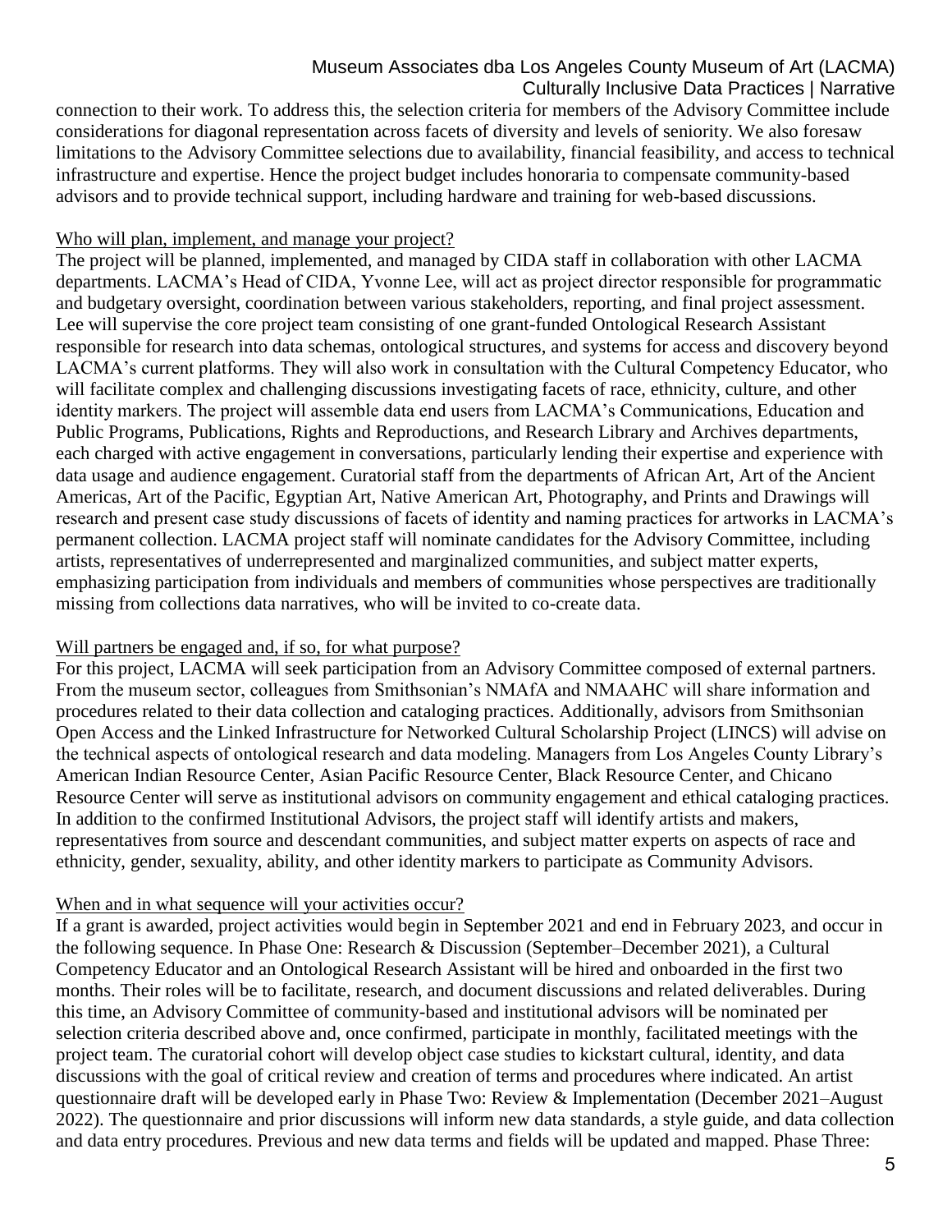connection to their work. To address this, the selection criteria for members of the Advisory Committee include considerations for diagonal representation across facets of diversity and levels of seniority. We also foresaw limitations to the Advisory Committee selections due to availability, financial feasibility, and access to technical infrastructure and expertise. Hence the project budget includes honoraria to compensate community-based advisors and to provide technical support, including hardware and training for web-based discussions.

Who will plan, implement, and manage your project?

The project will be planned, implemented, and managed by CIDA staff in collaboration with other LACMA departments. LACMA's Head of CIDA, Yvonne Lee, will act as project director responsible for programmatic and budgetary oversight, coordination between various stakeholders, reporting, and final project assessment. Lee will supervise the core project team consisting of one grant-funded Ontological Research Assistant responsible for research into data schemas, ontological structures, and systems for access and discovery beyond LACMA's current platforms. They will also work in consultation with the Cultural Competency Educator, who will facilitate complex and challenging discussions investigating facets of race, ethnicity, culture, and other identity markers. The project will assemble data end users from LACMA's Communications, Education and Public Programs, Publications, Rights and Reproductions, and Research Library and Archives departments, each charged with active engagement in conversations, particularly lending their expertise and experience with data usage and audience engagement. Curatorial staff from the departments of African Art, Art of the Ancient Americas, Art of the Pacific, Egyptian Art, Native American Art, Photography, and Prints and Drawings will research and present case study discussions of facets of identity and naming practices for artworks in LACMA's permanent collection. LACMA project staff will nominate candidates for the Advisory Committee, including artists, representatives of underrepresented and marginalized communities, and subject matter experts, emphasizing participation from individuals and members of communities whose perspectives are traditionally missing from collections data narratives, who will be invited to co-create data.

Will partners be engaged and, if so, for what purpose?

For this project, LACMA will seek participation from an Advisory Committee composed of external partners. From the museum sector, colleagues from Smithsonian's NMAfA and NMAAHC will share information and procedures related to their data collection and cataloging practices. Additionally, advisors from Smithsonian Open Access and the Linked Infrastructure for Networked Cultural Scholarship Project (LINCS) will advise on the technical aspects of ontological research and data modeling. Managers from Los Angeles County Library's American Indian Resource Center, Asian Pacific Resource Center, Black Resource Center, and Chicano Resource Center will serve as institutional advisors on community engagement and ethical cataloging practices. In addition to the confirmed Institutional Advisors, the project staff will identify artists and makers, representatives from source and descendant communities, and subject matter experts on aspects of race and ethnicity, gender, sexuality, ability, and other identity markers to participate as Community Advisors.

When and in what sequence will your activities occur?

If a grant is awarded, project activities would begin in September 2021 and end in February 2023, and occur in the following sequence. In Phase One: Research & Discussion (September–December 2021), a Cultural Competency Educator and an Ontological Research Assistant will be hired and onboarded in the first two months. Their roles will be to facilitate, research, and document discussions and related deliverables. During this time, an Advisory Committee of community-based and institutional advisors will be nominated per selection criteria described above and, once confirmed, participate in monthly, facilitated meetings with the project team. The curatorial cohort will develop object case studies to kickstart cultural, identity, and data discussions with the goal of critical review and creation of terms and procedures where indicated. An artist questionnaire draft will be developed early in Phase Two: Review & Implementation (December 2021–August 2022). The questionnaire and prior discussions will inform new data standards, a style guide, and data collection and data entry procedures. Previous and new data terms and fields will be updated and mapped. Phase Three: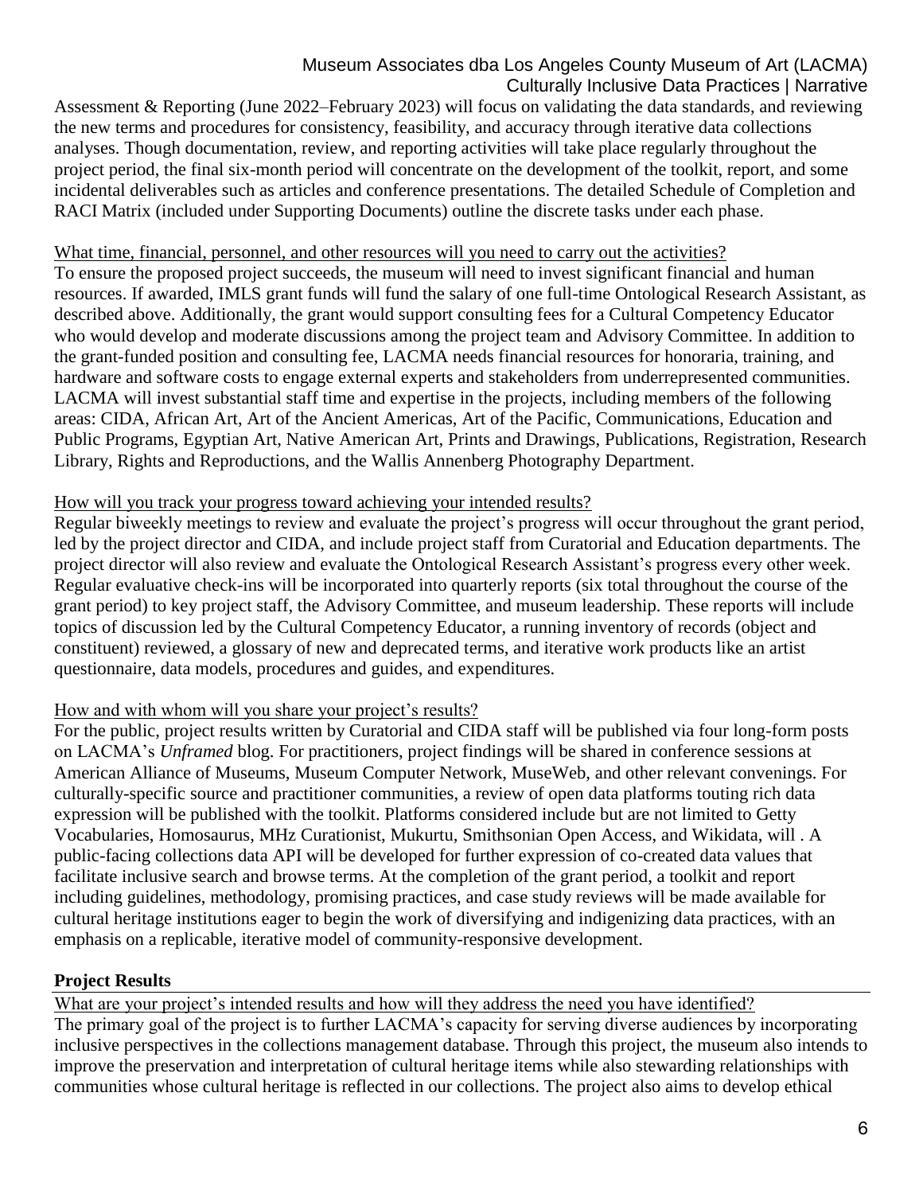Assessment & Reporting (June 2022–February 2023) will focus on validating the data standards, and reviewing the new terms and procedures for consistency, feasibility, and accuracy through iterative data collections analyses. Though documentation, review, and reporting activities will take place regularly throughout the project period, the final six-month period will concentrate on the development of the toolkit, report, and some incidental deliverables such as articles and conference presentations. The detailed Schedule of Completion and RACI Matrix (included under Supporting Documents) outline the discrete tasks under each phase.

What time, financial, personnel, and other resources will you need to carry out the activities?

To ensure the proposed project succeeds, the museum will need to invest significant financial and human resources. If awarded, IMLS grant funds will fund the salary of one full-time Ontological Research Assistant, as described above. Additionally, the grant would support consulting fees for a Cultural Competency Educator who would develop and moderate discussions among the project team and Advisory Committee. In addition to the grant-funded position and consulting fee, LACMA needs financial resources for honoraria, training, and hardware and software costs to engage external experts and stakeholders from underrepresented communities. LACMA will invest substantial staff time and expertise in the projects, including members of the following areas: CIDA, African Art, Art of the Ancient Americas, Art of the Pacific, Communications, Education and Public Programs, Egyptian Art, Native American Art, Prints and Drawings, Publications, Registration, Research Library, Rights and Reproductions, and the Wallis Annenberg Photography Department.

How will you track your progress toward achieving your intended results?

Regular biweekly meetings to review and evaluate the project's progress will occur throughout the grant period, led by the project director and CIDA, and include project staff from Curatorial and Education departments. The project director will also review and evaluate the Ontological Research Assistant's progress every other week. Regular evaluative check-ins will be incorporated into quarterly reports (six total throughout the course of the grant period) to key project staff, the Advisory Committee, and museum leadership. These reports will include topics of discussion led by the Cultural Competency Educator, a running inventory of records (object and constituent) reviewed, a glossary of new and deprecated terms, and iterative work products like an artist questionnaire, data models, procedures and guides, and expenditures.

How and with whom will you share your project's results?

For the public, project results written by Curatorial and CIDA staff will be published via four long-form posts on LACMA's *Unframed* blog. For practitioners, project findings will be shared in conference sessions at American Alliance of Museums, Museum Computer Network, MuseWeb, and other relevant convenings. For culturally-specific source and practitioner communities, a review of open data platforms touting rich data expression will be published with the toolkit. Platforms considered include but are not limited to Getty Vocabularies, Homosaurus, MHz Curationist, Mukurtu, Smithsonian Open Access, and Wikidata, will . A public-facing collections data API will be developed for further expression of co-created data values that facilitate inclusive search and browse terms. At the completion of the grant period, a toolkit and report including guidelines, methodology, promising practices, and case study reviews will be made available for cultural heritage institutions eager to begin the work of diversifying and indigenizing data practices, with an emphasis on a replicable, iterative model of community-responsive development.

## Project Results

What are your project's intended results and how will they address the need you have identified?

The primary goal of the project is to further LACMA's capacity for serving diverse audiences by incorporating inclusive perspectives in the collections management database. Through this project, the museum also intends to improve the preservation and interpretation of cultural heritage items while also stewarding relationships with communities whose cultural heritage is reflected in our collections. The project also aims to develop ethical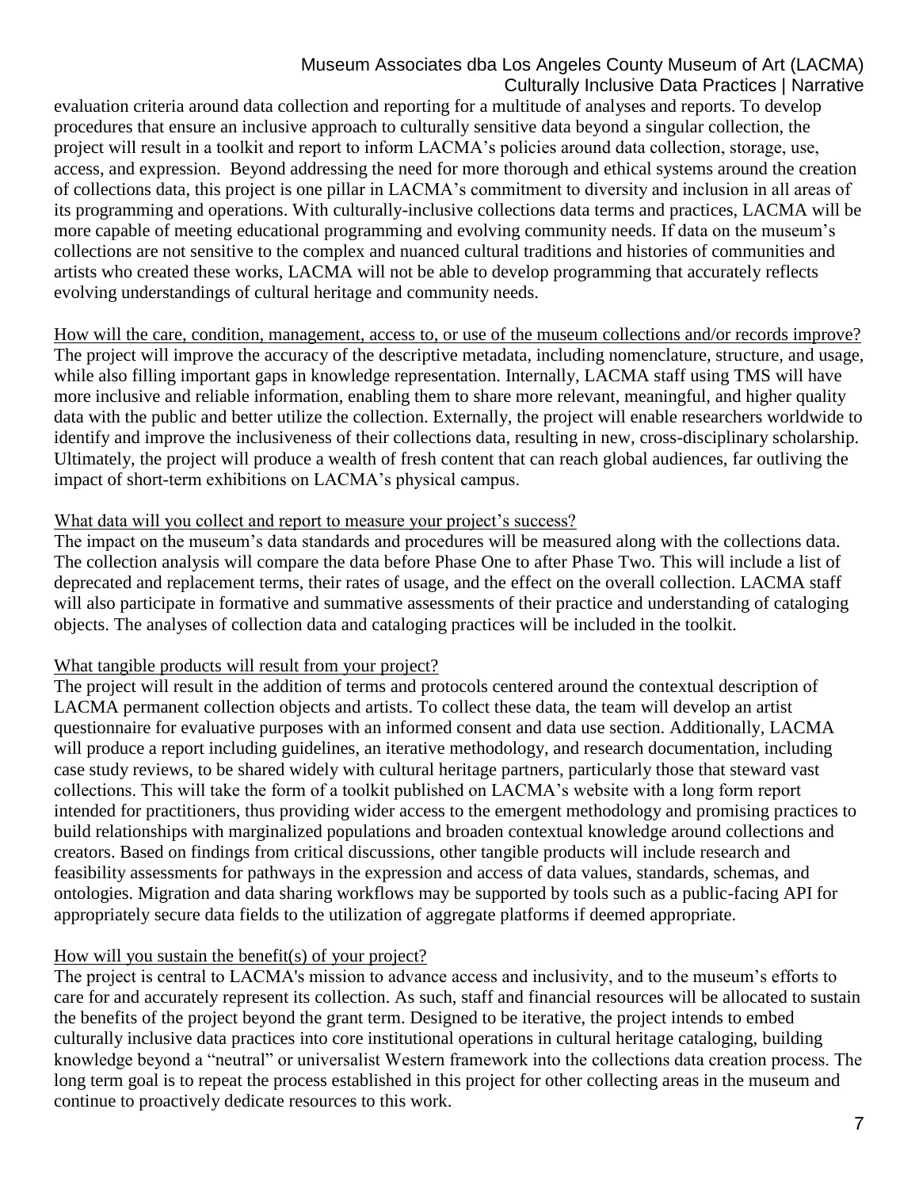evaluation criteria around data collection and reporting for a multitude of analyses and reports. To develop procedures that ensure an inclusive approach to culturally sensitive data beyond a singular collection, the project will result in a toolkit and report to inform LACMA's policies around data collection, storage, use, access, and expression. Beyond addressing the need for more thorough and ethical systems around the creation of collections data, this project is one pillar in LACMA's commitment to diversity and inclusion in all areas of its programming and operations. With culturally-inclusive collections data terms and practices, LACMA will be more capable of meeting educational programming and evolving community needs. If data on the museum's collections are not sensitive to the complex and nuanced cultural traditions and histories of communities and artists who created these works, LACMA will not be able to develop programming that accurately reflects evolving understandings of cultural heritage and community needs.

How will the care, condition, management, access to, or use of the museum collections and/or records improve?

The project will improve the accuracy of the descriptive metadata, including nomenclature, structure, and usage, while also filling important gaps in knowledge representation. Internally, LACMA staff using TMS will have more inclusive and reliable information, enabling them to share more relevant, meaningful, and higher quality data with the public and better utilize the collection. Externally, the project will enable researchers worldwide to identify and improve the inclusiveness of their collections data, resulting in new, cross-disciplinary scholarship. Ultimately, the project will produce a wealth of fresh content that can reach global audiences, far outliving the impact of short-term exhibitions on LACMA's physical campus.

What data will you collect and report to measure your project's success?

The impact on the museum's data standards and procedures will be measured along with the collections data. The collection analysis will compare the data before Phase One to after Phase Two. This will include a list of deprecated and replacement terms, their rates of usage, and the effect on the overall collection. LACMA staff will also participate in formative and summative assessments of their practice and understanding of cataloging objects. The analyses of collection data and cataloging practices will be included in the toolkit.

What tangible products will result from your project?

The project will result in the addition of terms and protocols centered around the contextual description of LACMA permanent collection objects and artists. To collect these data, the team will develop an artist questionnaire for evaluative purposes with an informed consent and data use section. Additionally, LACMA will produce a report including guidelines, an iterative methodology, and research documentation, including case study reviews, to be shared widely with cultural heritage partners, particularly those that steward vast collections. This will take the form of a toolkit published on LACMA's website with a long form report intended for practitioners, thus providing wider access to the emergent methodology and promising practices to build relationships with marginalized populations and broaden contextual knowledge around collections and creators. Based on findings from critical discussions, other tangible products will include research and feasibility assessments for pathways in the expression and access of data values, standards, schemas, and ontologies. Migration and data sharing workflows may be supported by tools such as a public-facing API for appropriately secure data fields to the utilization of aggregate platforms if deemed appropriate.

How will you sustain the benefit(s) of your project?

The project is central to LACMA's mission to advance access and inclusivity, and to the museum's efforts to care for and accurately represent its collection. As such, staff and financial resources will be allocated to sustain the benefits of the project beyond the grant term. Designed to be iterative, the project intends to embed culturally inclusive data practices into core institutional operations in cultural heritage cataloging, building knowledge beyond a "neutral" or universalist Western framework into the collections data creation process. The long term goal is to repeat the process established in this project for other collecting areas in the museum and continue to proactively dedicate resources to this work.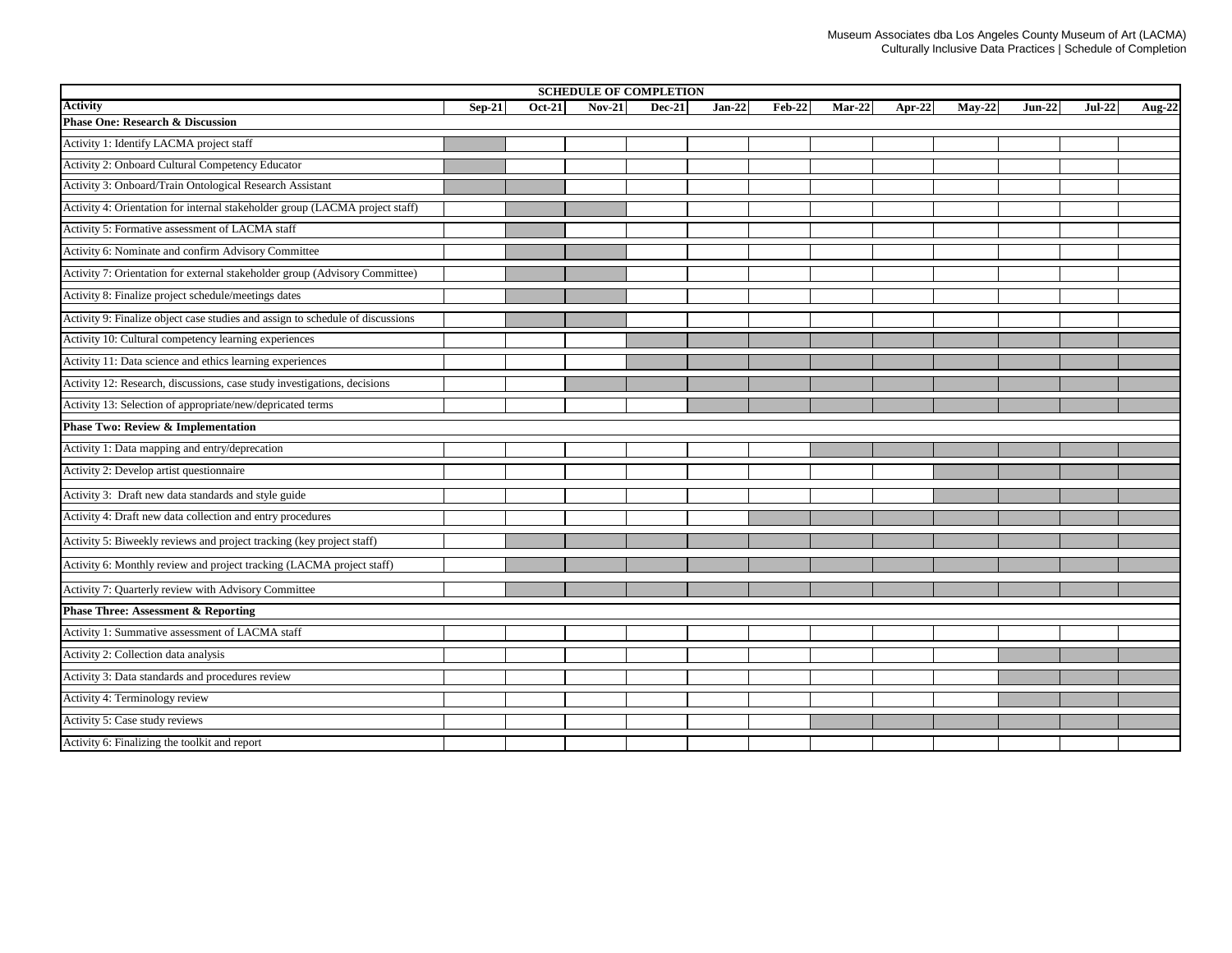| SCHEDULE OF COMPLETION | | | | | | | | | | | | |
|---|---|---|---|---|---|---|---|---|---|---|---|---|
| **Activity** | **Sep-21** | **Oct-21** | **Nov-21** | **Dec-21** | **Jan-22** | **Feb-22** | **Mar-22** | **Apr-22** | **May-22** | **Jun-22** | **Jul-22** | **Aug-22** |
| **Phase One: Research & Discussion** | | | | | | | | | | | | |
| Activity 1: Identify LACMA project staff | ■ | | | | | | | | | | | |
| Activity 2: Onboard Cultural Competency Educator | ■ | | | | | | | | | | | |
| Activity 3: Onboard/Train Ontological Research Assistant | ■ | ■ | | | | | | | | | | |
| Activity 4: Orientation for internal stakeholder group (LACMA project staff) | | ■ | ■ | | | | | | | | | |
| Activity 5: Formative assessment of LACMA staff | | ■ | | | | | | | | | | |
| Activity 6: Nominate and confirm Advisory Committee | | ■ | ■ | | | | | | | | | |
| Activity 7: Orientation for external stakeholder group (Advisory Committee) | | ■ | ■ | | | | | | | | | |
| Activity 8: Finalize project schedule/meetings dates | | ■ | ■ | | | | | | | | | |
| Activity 9: Finalize object case studies and assign to schedule of discussions | | ■ | ■ | | | | | | | | | |
| Activity 10: Cultural competency learning experiences | | | | ■ | ■ | ■ | ■ | ■ | ■ | ■ | ■ | ■ |
| Activity 11: Data science and ethics learning experiences | | | | ■ | ■ | ■ | ■ | ■ | ■ | ■ | ■ | ■ |
| Activity 12: Research, discussions, case study investigations, decisions | | | ■ | ■ | ■ | ■ | ■ | ■ | ■ | ■ | ■ | ■ |
| Activity 13: Selection of appropriate/new/depricated terms | | | | | ■ | ■ | ■ | ■ | ■ | ■ | ■ | ■ |
| **Phase Two: Review & Implementation** | | | | | | | | | | | | |
| Activity 1: Data mapping and entry/deprecation | | | | | | | ■ | ■ | ■ | ■ | ■ | ■ |
| Activity 2: Develop artist questionnaire | | | | | | | | | ■ | ■ | ■ | ■ |
| Activity 3: Draft new data standards and style guide | | | | | | | | | ■ | ■ | ■ | ■ |
| Activity 4: Draft new data collection and entry procedures | | | | | | ■ | ■ | ■ | ■ | ■ | ■ | ■ |
| Activity 5: Biweekly reviews and project tracking (key project staff) | | ■ | ■ | ■ | ■ | ■ | ■ | ■ | ■ | ■ | ■ | ■ |
| Activity 6: Monthly review and project tracking (LACMA project staff) | | ■ | ■ | ■ | ■ | ■ | ■ | ■ | ■ | ■ | ■ | ■ |
| Activity 7: Quarterly review with Advisory Committee | | ■ | ■ | ■ | ■ | ■ | ■ | ■ | ■ | ■ | ■ | ■ |
| **Phase Three: Assessment & Reporting** | | | | | | | | | | | | |
| Activity 1: Summative assessment of LACMA staff | | | | | | | | | | | | |
| Activity 2: Collection data analysis | | | | | | | | | | ■ | ■ | ■ |
| Activity 3: Data standards and procedures review | | | | | | | | | | ■ | ■ | ■ |
| Activity 4: Terminology review | | | | | | | | | | ■ | ■ | ■ |
| Activity 5: Case study reviews | | | | | | | ■ | ■ | ■ | ■ | ■ | ■ |
| Activity 6: Finalizing the toolkit and report | | | | | | | | | | | | |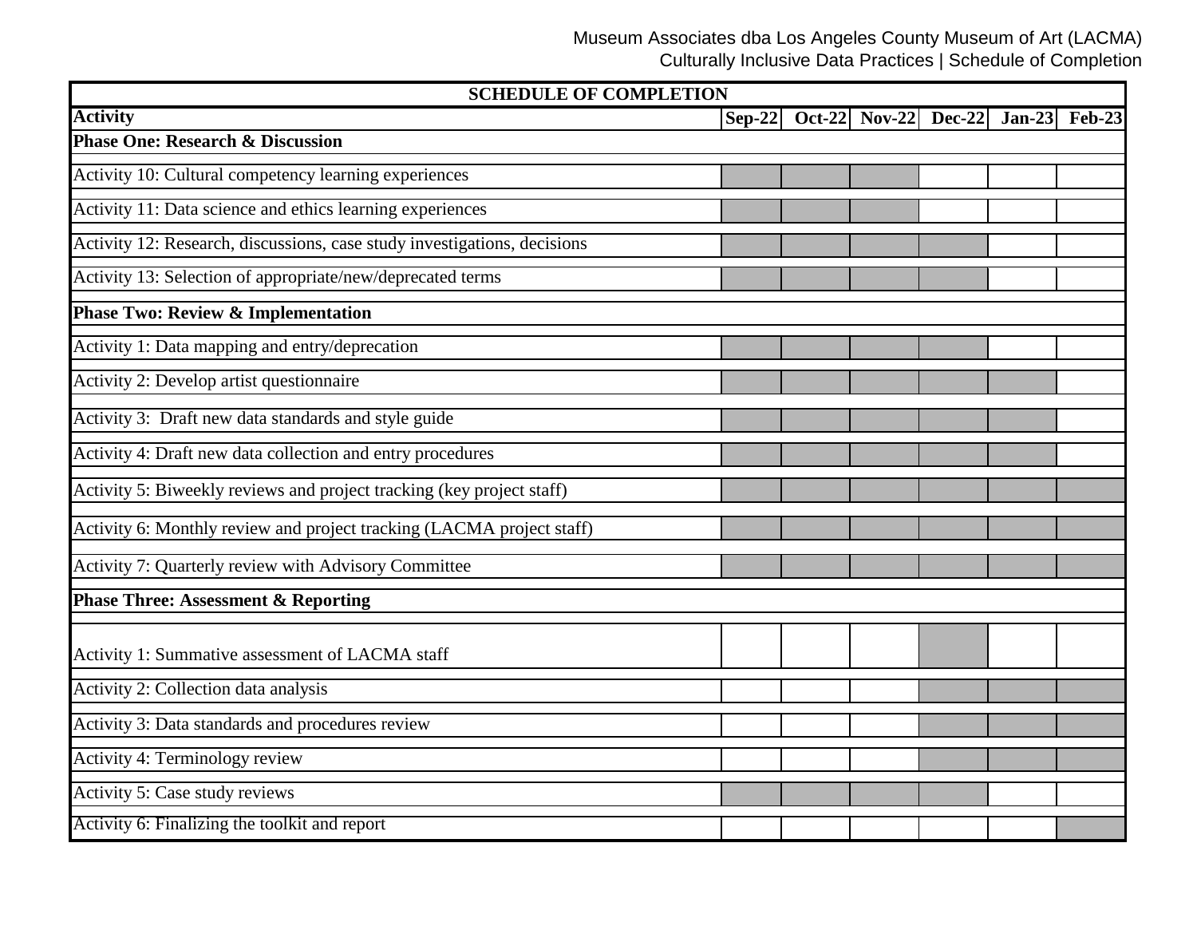| SCHEDULE OF COMPLETION | | | | | | |
|---|---|---|---|---|---|---|
| **Activity** | **Sep-22** | **Oct-22** | **Nov-22** | **Dec-22** | **Jan-23** | **Feb-23** |
| **Phase One: Research & Discussion** | | | | | | |
| Activity 10: Cultural competency learning experiences | ■ | ■ | ■ | | | |
| Activity 11: Data science and ethics learning experiences | ■ | ■ | ■ | | | |
| Activity 12: Research, discussions, case study investigations, decisions | ■ | ■ | ■ | ■ | | |
| Activity 13: Selection of appropriate/new/deprecated terms | ■ | ■ | ■ | ■ | | |
| **Phase Two: Review & Implementation** | | | | | | |
| Activity 1: Data mapping and entry/deprecation | ■ | ■ | ■ | ■ | | |
| Activity 2: Develop artist questionnaire | ■ | ■ | ■ | ■ | ■ | |
| Activity 3: Draft new data standards and style guide | ■ | ■ | ■ | ■ | ■ | |
| Activity 4: Draft new data collection and entry procedures | ■ | ■ | ■ | ■ | ■ | |
| Activity 5: Biweekly reviews and project tracking (key project staff) | ■ | ■ | ■ | ■ | ■ | ■ |
| Activity 6: Monthly review and project tracking (LACMA project staff) | ■ | ■ | ■ | ■ | ■ | ■ |
| Activity 7: Quarterly review with Advisory Committee | ■ | ■ | ■ | ■ | ■ | ■ |
| **Phase Three: Assessment & Reporting** | | | | | | |
| Activity 1: Summative assessment of LACMA staff | | | | ■ | | |
| Activity 2: Collection data analysis | | | | ■ | ■ | ■ |
| Activity 3: Data standards and procedures review | | | | ■ | ■ | ■ |
| Activity 4: Terminology review | | | | ■ | ■ | ■ |
| Activity 5: Case study reviews | ■ | ■ | ■ | ■ | | |
| Activity 6: Finalizing the toolkit and report | | | | | | ■ |